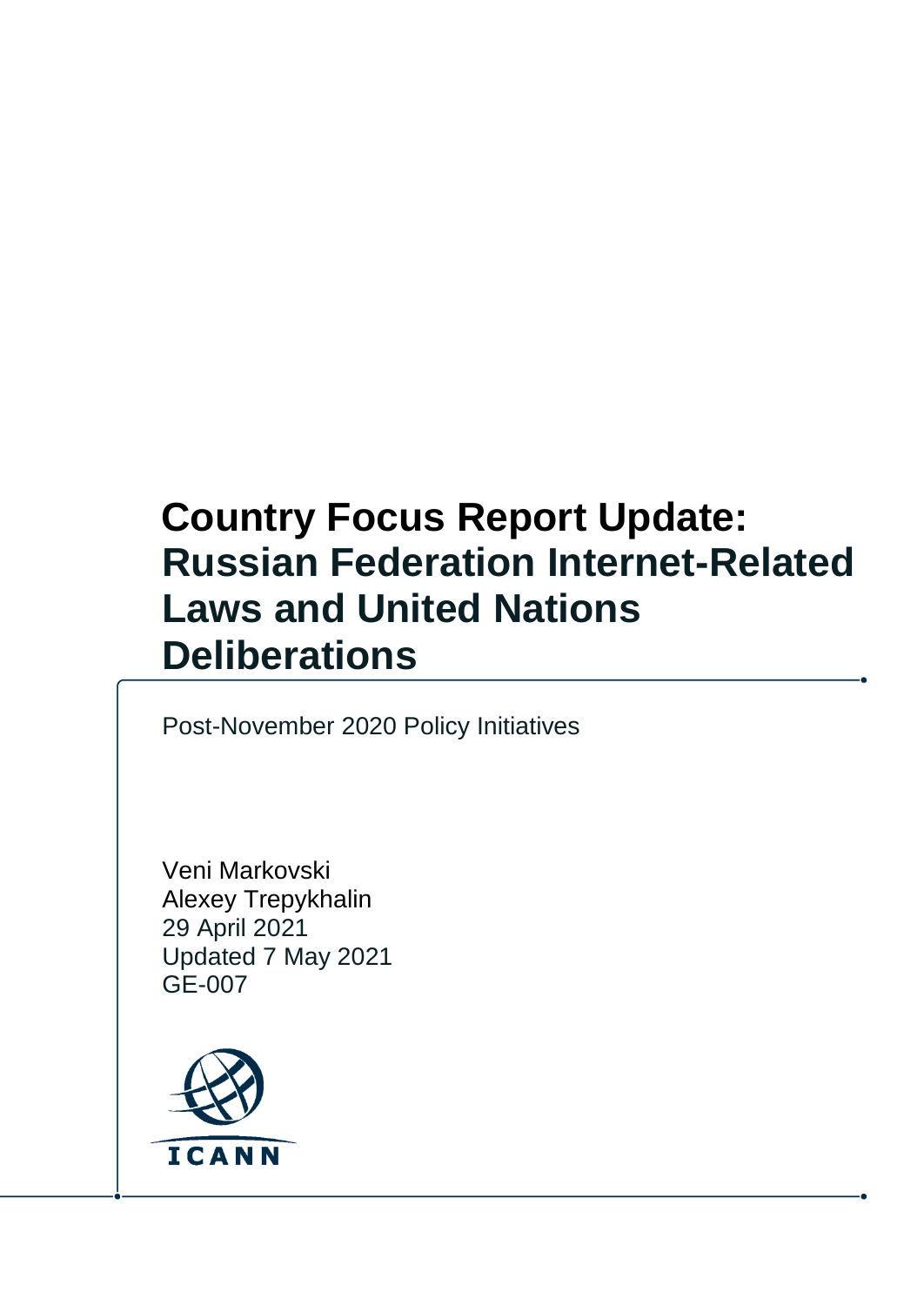# Country Focus Report Update: Russian Federation Internet-Related Laws and United Nations Deliberations

Post-November 2020 Policy Initiatives

Veni Markovski
Alexey Trepykhalin
29 April 2021
Updated 7 May 2021
GE-007

ICANN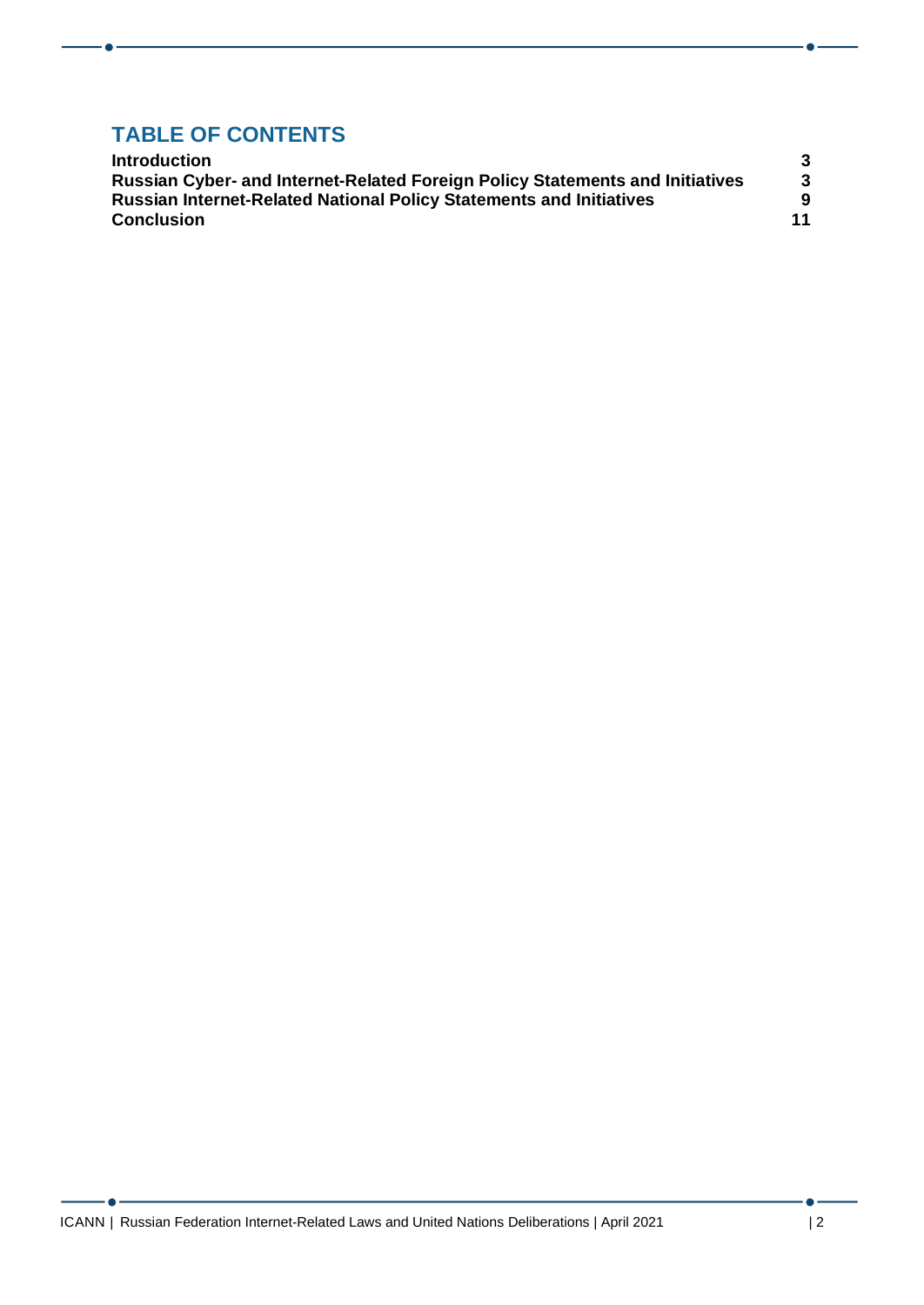## TABLE OF CONTENTS

| | |
|---|---|
| **Introduction** | **3** |
| **Russian Cyber- and Internet-Related Foreign Policy Statements and Initiatives** | **3** |
| **Russian Internet-Related National Policy Statements and Initiatives** | **9** |
| **Conclusion** | **11** |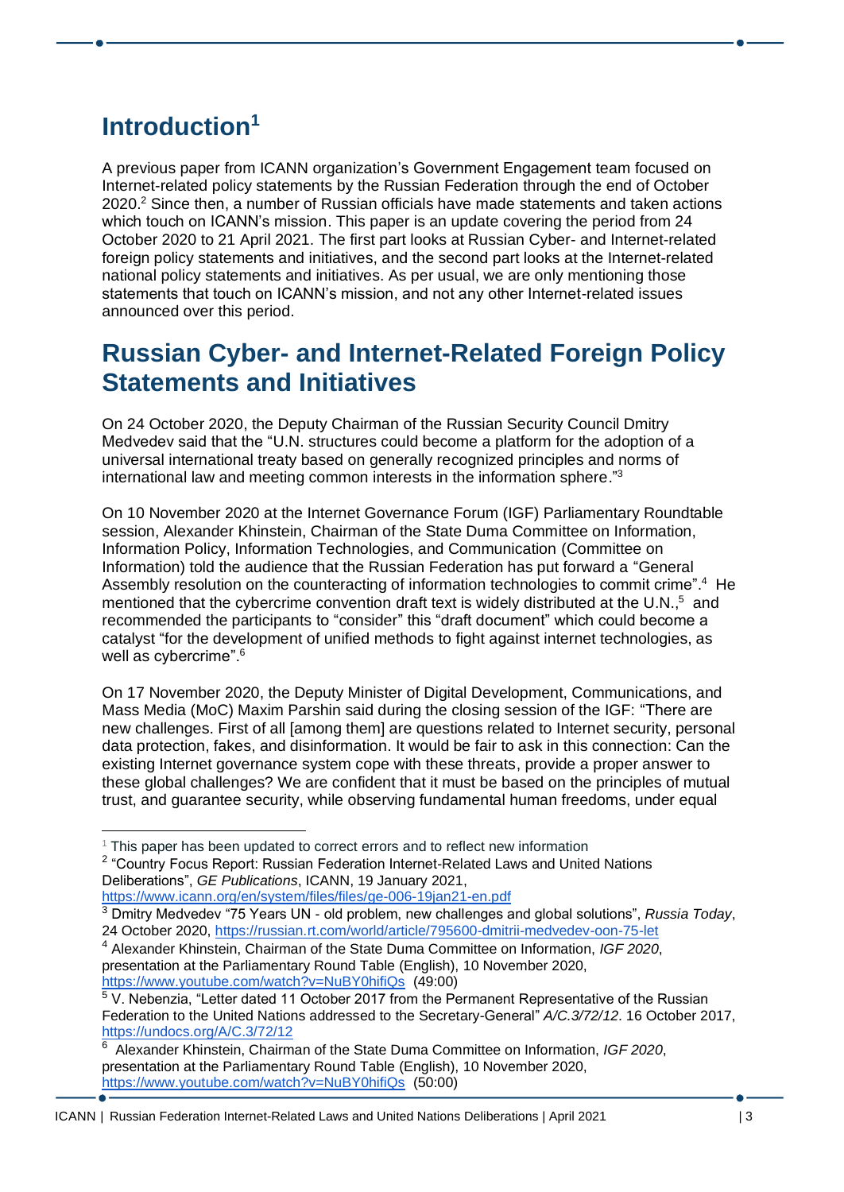# Introduction[1]

A previous paper from ICANN organization's Government Engagement team focused on Internet-related policy statements by the Russian Federation through the end of October 2020.[2] Since then, a number of Russian officials have made statements and taken actions which touch on ICANN's mission. This paper is an update covering the period from 24 October 2020 to 21 April 2021. The first part looks at Russian Cyber- and Internet-related foreign policy statements and initiatives, and the second part looks at the Internet-related national policy statements and initiatives. As per usual, we are only mentioning those statements that touch on ICANN's mission, and not any other Internet-related issues announced over this period.

# Russian Cyber- and Internet-Related Foreign Policy Statements and Initiatives

On 24 October 2020, the Deputy Chairman of the Russian Security Council Dmitry Medvedev said that the "U.N. structures could become a platform for the adoption of a universal international treaty based on generally recognized principles and norms of international law and meeting common interests in the information sphere."[3]

On 10 November 2020 at the Internet Governance Forum (IGF) Parliamentary Roundtable session, Alexander Khinstein, Chairman of the State Duma Committee on Information, Information Policy, Information Technologies, and Communication (Committee on Information) told the audience that the Russian Federation has put forward a "General Assembly resolution on the counteracting of information technologies to commit crime".[4] He mentioned that the cybercrime convention draft text is widely distributed at the U.N.,[5] and recommended the participants to "consider" this "draft document" which could become a catalyst "for the development of unified methods to fight against internet technologies, as well as cybercrime".[6]

On 17 November 2020, the Deputy Minister of Digital Development, Communications, and Mass Media (MoC) Maxim Parshin said during the closing session of the IGF: "There are new challenges. First of all [among them] are questions related to Internet security, personal data protection, fakes, and disinformation. It would be fair to ask in this connection: Can the existing Internet governance system cope with these threats, provide a proper answer to these global challenges? We are confident that it must be based on the principles of mutual trust, and guarantee security, while observing fundamental human freedoms, under equal

---

[1] This paper has been updated to correct errors and to reflect new information

[2] "Country Focus Report: Russian Federation Internet-Related Laws and United Nations Deliberations", *GE Publications*, ICANN, 19 January 2021, https://www.icann.org/en/system/files/files/ge-006-19jan21-en.pdf

[3] Dmitry Medvedev "75 Years UN - old problem, new challenges and global solutions", *Russia Today*, 24 October 2020, https://russian.rt.com/world/article/795600-dmitrii-medvedev-oon-75-let

[4] Alexander Khinstein, Chairman of the State Duma Committee on Information, *IGF 2020*, presentation at the Parliamentary Round Table (English), 10 November 2020, https://www.youtube.com/watch?v=NuBY0hifiQs (49:00)

[5] V. Nebenzia, "Letter dated 11 October 2017 from the Permanent Representative of the Russian Federation to the United Nations addressed to the Secretary-General" *A/C.3/72/12*. 16 October 2017, https://undocs.org/A/C.3/72/12

[6] Alexander Khinstein, Chairman of the State Duma Committee on Information, *IGF 2020*, presentation at the Parliamentary Round Table (English), 10 November 2020, https://www.youtube.com/watch?v=NuBY0hifiQs (50:00)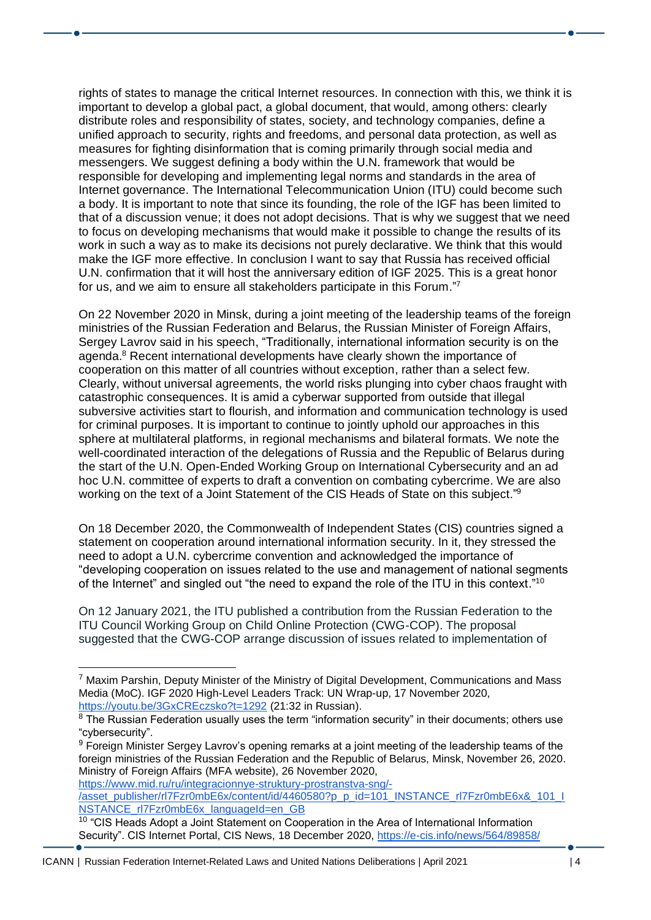rights of states to manage the critical Internet resources. In connection with this, we think it is important to develop a global pact, a global document, that would, among others: clearly distribute roles and responsibility of states, society, and technology companies, define a unified approach to security, rights and freedoms, and personal data protection, as well as measures for fighting disinformation that is coming primarily through social media and messengers. We suggest defining a body within the U.N. framework that would be responsible for developing and implementing legal norms and standards in the area of Internet governance. The International Telecommunication Union (ITU) could become such a body. It is important to note that since its founding, the role of the IGF has been limited to that of a discussion venue; it does not adopt decisions. That is why we suggest that we need to focus on developing mechanisms that would make it possible to change the results of its work in such a way as to make its decisions not purely declarative. We think that this would make the IGF more effective. In conclusion I want to say that Russia has received official U.N. confirmation that it will host the anniversary edition of IGF 2025. This is a great honor for us, and we aim to ensure all stakeholders participate in this Forum."[7]

On 22 November 2020 in Minsk, during a joint meeting of the leadership teams of the foreign ministries of the Russian Federation and Belarus, the Russian Minister of Foreign Affairs, Sergey Lavrov said in his speech, "Traditionally, international information security is on the agenda.[8] Recent international developments have clearly shown the importance of cooperation on this matter of all countries without exception, rather than a select few. Clearly, without universal agreements, the world risks plunging into cyber chaos fraught with catastrophic consequences. It is amid a cyberwar supported from outside that illegal subversive activities start to flourish, and information and communication technology is used for criminal purposes. It is important to continue to jointly uphold our approaches in this sphere at multilateral platforms, in regional mechanisms and bilateral formats. We note the well-coordinated interaction of the delegations of Russia and the Republic of Belarus during the start of the U.N. Open-Ended Working Group on International Cybersecurity and an ad hoc U.N. committee of experts to draft a convention on combating cybercrime. We are also working on the text of a Joint Statement of the CIS Heads of State on this subject."[9]

On 18 December 2020, the Commonwealth of Independent States (CIS) countries signed a statement on cooperation around international information security. In it, they stressed the need to adopt a U.N. cybercrime convention and acknowledged the importance of "developing cooperation on issues related to the use and management of national segments of the Internet" and singled out "the need to expand the role of the ITU in this context."[10]

On 12 January 2021, the ITU published a contribution from the Russian Federation to the ITU Council Working Group on Child Online Protection (CWG-COP). The proposal suggested that the CWG-COP arrange discussion of issues related to implementation of

---

[7] Maxim Parshin, Deputy Minister of the Ministry of Digital Development, Communications and Mass Media (MoC). IGF 2020 High-Level Leaders Track: UN Wrap-up, 17 November 2020, https://youtu.be/3GxCREczsko?t=1292 (21:32 in Russian).

[8] The Russian Federation usually uses the term "information security" in their documents; others use "cybersecurity".

[9] Foreign Minister Sergey Lavrov's opening remarks at a joint meeting of the leadership teams of the foreign ministries of the Russian Federation and the Republic of Belarus, Minsk, November 26, 2020. Ministry of Foreign Affairs (MFA website), 26 November 2020, https://www.mid.ru/ru/integracionnye-struktury-prostranstva-sng/-/asset_publisher/rl7Fzr0mbE6x/content/id/4460580?p_p_id=101_INSTANCE_rl7Fzr0mbE6x&_101_INSTANCE_rl7Fzr0mbE6x_languageId=en_GB

[10] "CIS Heads Adopt a Joint Statement on Cooperation in the Area of International Information Security". CIS Internet Portal, CIS News, 18 December 2020, https://e-cis.info/news/564/89858/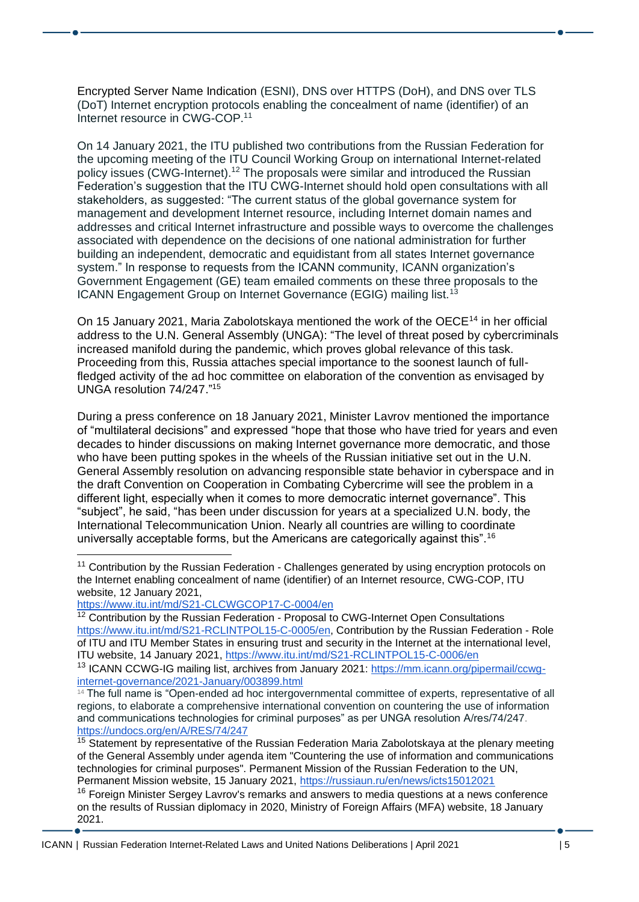Encrypted Server Name Indication (ESNI), DNS over HTTPS (DoH), and DNS over TLS (DoT) Internet encryption protocols enabling the concealment of name (identifier) of an Internet resource in CWG-COP.[11]

On 14 January 2021, the ITU published two contributions from the Russian Federation for the upcoming meeting of the ITU Council Working Group on international Internet-related policy issues (CWG-Internet).[12] The proposals were similar and introduced the Russian Federation's suggestion that the ITU CWG-Internet should hold open consultations with all stakeholders, as suggested: "The current status of the global governance system for management and development Internet resource, including Internet domain names and addresses and critical Internet infrastructure and possible ways to overcome the challenges associated with dependence on the decisions of one national administration for further building an independent, democratic and equidistant from all states Internet governance system." In response to requests from the ICANN community, ICANN organization's Government Engagement (GE) team emailed comments on these three proposals to the ICANN Engagement Group on Internet Governance (EGIG) mailing list.[13]

On 15 January 2021, Maria Zabolotskaya mentioned the work of the OECE[14] in her official address to the U.N. General Assembly (UNGA): "The level of threat posed by cybercriminals increased manifold during the pandemic, which proves global relevance of this task. Proceeding from this, Russia attaches special importance to the soonest launch of full-fledged activity of the ad hoc committee on elaboration of the convention as envisaged by UNGA resolution 74/247."[15]

During a press conference on 18 January 2021, Minister Lavrov mentioned the importance of "multilateral decisions" and expressed "hope that those who have tried for years and even decades to hinder discussions on making Internet governance more democratic, and those who have been putting spokes in the wheels of the Russian initiative set out in the U.N. General Assembly resolution on advancing responsible state behavior in cyberspace and in the draft Convention on Cooperation in Combating Cybercrime will see the problem in a different light, especially when it comes to more democratic internet governance". This "subject", he said, "has been under discussion for years at a specialized U.N. body, the International Telecommunication Union. Nearly all countries are willing to coordinate universally acceptable forms, but the Americans are categorically against this".[16]

---

[11] Contribution by the Russian Federation - Challenges generated by using encryption protocols on the Internet enabling concealment of name (identifier) of an Internet resource, CWG-COP, ITU website, 12 January 2021, https://www.itu.int/md/S21-CLCWGCOP17-C-0004/en

[12] Contribution by the Russian Federation - Proposal to CWG-Internet Open Consultations https://www.itu.int/md/S21-RCLINTPOL15-C-0005/en, Contribution by the Russian Federation - Role of ITU and ITU Member States in ensuring trust and security in the Internet at the international level, ITU website, 14 January 2021, https://www.itu.int/md/S21-RCLINTPOL15-C-0006/en

[13] ICANN CCWG-IG mailing list, archives from January 2021: https://mm.icann.org/pipermail/ccwg-internet-governance/2021-January/003899.html

[14] The full name is "Open-ended ad hoc intergovernmental committee of experts, representative of all regions, to elaborate a comprehensive international convention on countering the use of information and communications technologies for criminal purposes" as per UNGA resolution A/res/74/247. https://undocs.org/en/A/RES/74/247

[15] Statement by representative of the Russian Federation Maria Zabolotskaya at the plenary meeting of the General Assembly under agenda item "Countering the use of information and communications technologies for criminal purposes". Permanent Mission of the Russian Federation to the UN, Permanent Mission website, 15 January 2021, https://russiaun.ru/en/news/icts15012021

[16] Foreign Minister Sergey Lavrov's remarks and answers to media questions at a news conference on the results of Russian diplomacy in 2020, Ministry of Foreign Affairs (MFA) website, 18 January 2021.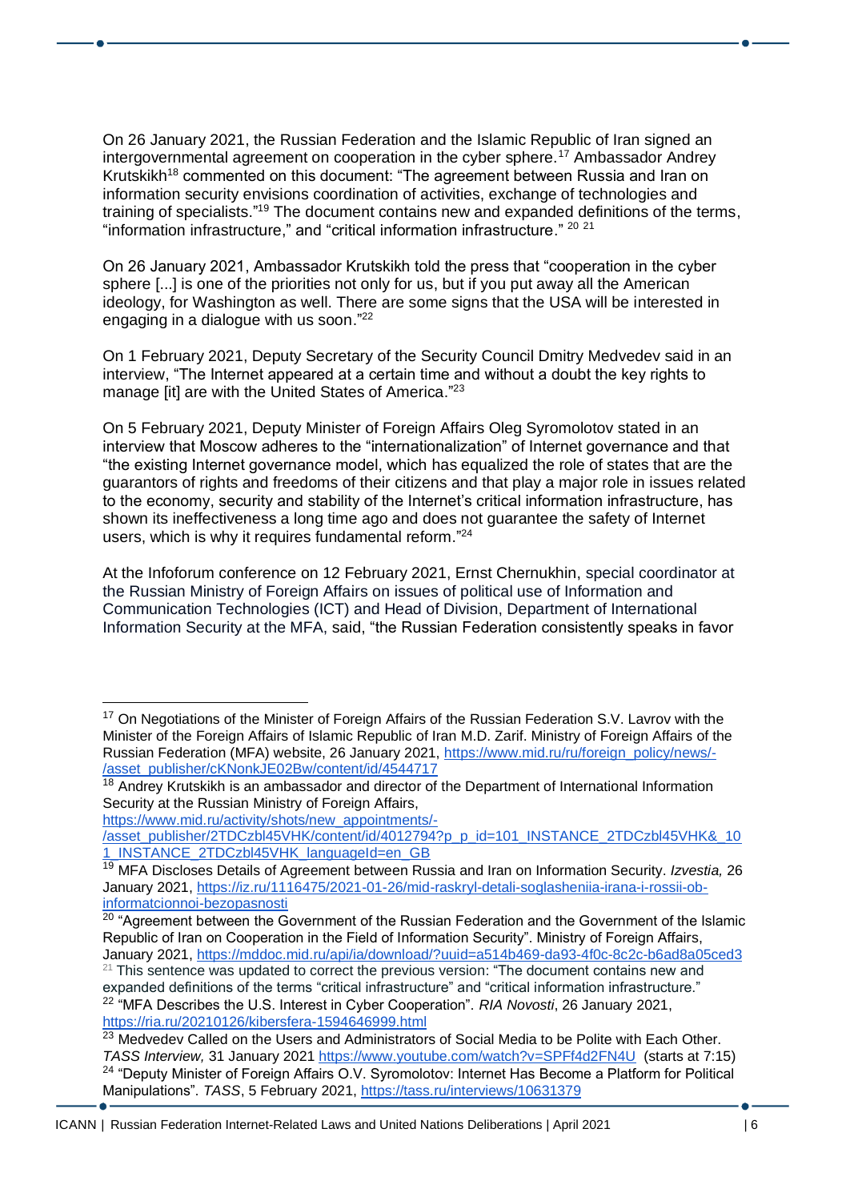On 26 January 2021, the Russian Federation and the Islamic Republic of Iran signed an intergovernmental agreement on cooperation in the cyber sphere.[17] Ambassador Andrey Krutskikh[18] commented on this document: "The agreement between Russia and Iran on information security envisions coordination of activities, exchange of technologies and training of specialists."[19] The document contains new and expanded definitions of the terms, "information infrastructure," and "critical information infrastructure." [20] [21]

On 26 January 2021, Ambassador Krutskikh told the press that "cooperation in the cyber sphere [...] is one of the priorities not only for us, but if you put away all the American ideology, for Washington as well. There are some signs that the USA will be interested in engaging in a dialogue with us soon."[22]

On 1 February 2021, Deputy Secretary of the Security Council Dmitry Medvedev said in an interview, "The Internet appeared at a certain time and without a doubt the key rights to manage [it] are with the United States of America."[23]

On 5 February 2021, Deputy Minister of Foreign Affairs Oleg Syromolotov stated in an interview that Moscow adheres to the "internationalization" of Internet governance and that "the existing Internet governance model, which has equalized the role of states that are the guarantors of rights and freedoms of their citizens and that play a major role in issues related to the economy, security and stability of the Internet's critical information infrastructure, has shown its ineffectiveness a long time ago and does not guarantee the safety of Internet users, which is why it requires fundamental reform."[24]

At the Infoforum conference on 12 February 2021, Ernst Chernukhin, special coordinator at the Russian Ministry of Foreign Affairs on issues of political use of Information and Communication Technologies (ICT) and Head of Division, Department of International Information Security at the MFA, said, "the Russian Federation consistently speaks in favor

---

[17] On Negotiations of the Minister of Foreign Affairs of the Russian Federation S.V. Lavrov with the Minister of the Foreign Affairs of Islamic Republic of Iran M.D. Zarif. Ministry of Foreign Affairs of the Russian Federation (MFA) website, 26 January 2021, https://www.mid.ru/ru/foreign_policy/news/-/asset_publisher/cKNonkJE02Bw/content/id/4544717

[18] Andrey Krutskikh is an ambassador and director of the Department of International Information Security at the Russian Ministry of Foreign Affairs, https://www.mid.ru/activity/shots/new_appointments/-/asset_publisher/2TDCzbl45VHK/content/id/4012794?p_p_id=101_INSTANCE_2TDCzbl45VHK&_101_INSTANCE_2TDCzbl45VHK_languageId=en_GB

[19] MFA Discloses Details of Agreement between Russia and Iran on Information Security. *Izvestia,* 26 January 2021, https://iz.ru/1116475/2021-01-26/mid-raskryl-detali-soglasheniia-irana-i-rossii-ob-informatcionnoi-bezopasnosti

[20] "Agreement between the Government of the Russian Federation and the Government of the Islamic Republic of Iran on Cooperation in the Field of Information Security". Ministry of Foreign Affairs, January 2021, https://mddoc.mid.ru/api/ia/download/?uuid=a514b469-da93-4f0c-8c2c-b6ad8a05ced3

[21] This sentence was updated to correct the previous version: "The document contains new and expanded definitions of the terms "critical infrastructure" and "critical information infrastructure."

[22] "MFA Describes the U.S. Interest in Cyber Cooperation". *RIA Novosti*, 26 January 2021, https://ria.ru/20210126/kibersfera-1594646999.html

[23] Medvedev Called on the Users and Administrators of Social Media to be Polite with Each Other. *TASS Interview,* 31 January 2021 https://www.youtube.com/watch?v=SPFf4d2FN4U (starts at 7:15)

[24] "Deputy Minister of Foreign Affairs O.V. Syromolotov: Internet Has Become a Platform for Political Manipulations". *TASS*, 5 February 2021, https://tass.ru/interviews/10631379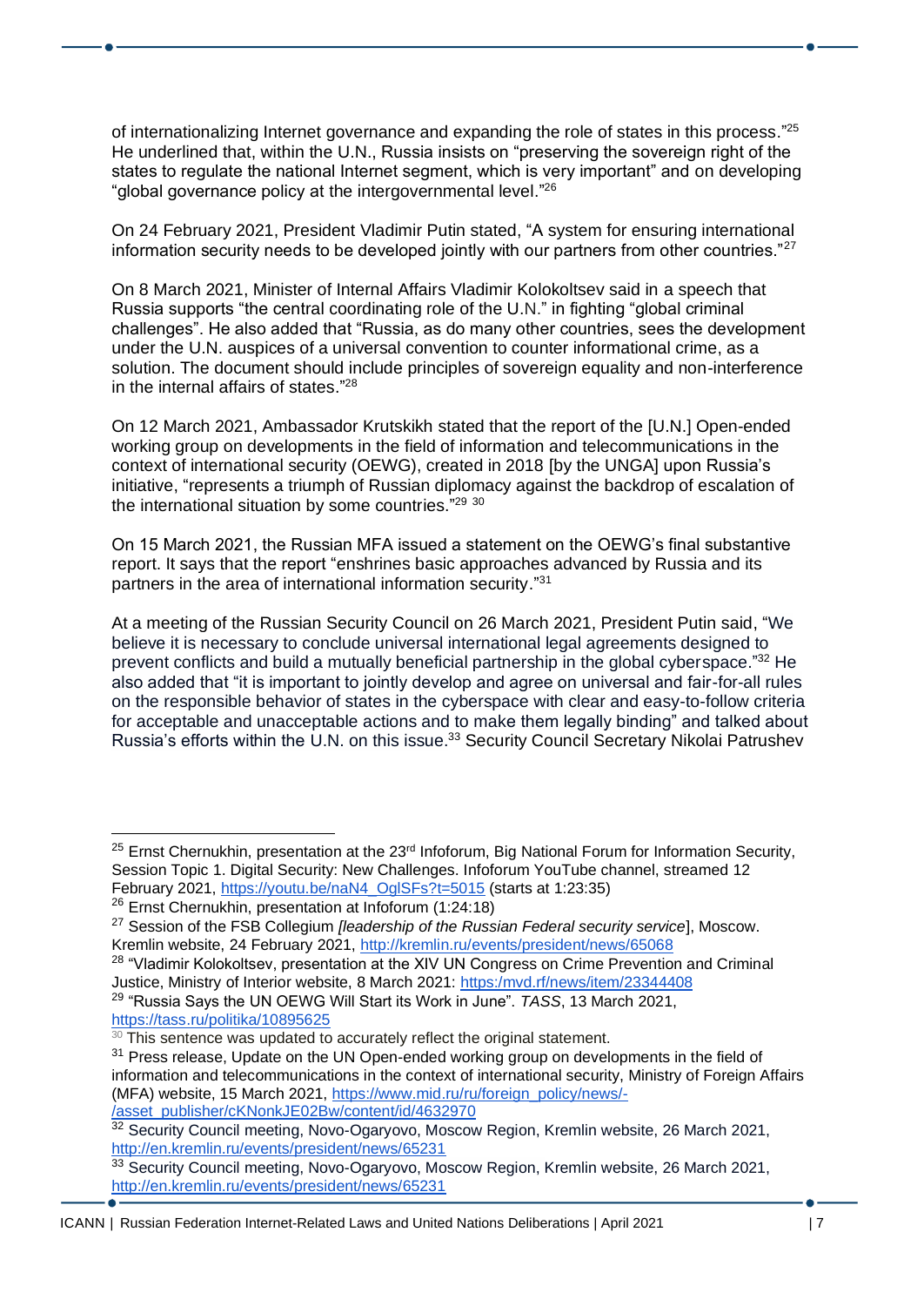of internationalizing Internet governance and expanding the role of states in this process."[25] He underlined that, within the U.N., Russia insists on "preserving the sovereign right of the states to regulate the national Internet segment, which is very important" and on developing "global governance policy at the intergovernmental level."[26]

On 24 February 2021, President Vladimir Putin stated, "A system for ensuring international information security needs to be developed jointly with our partners from other countries."[27]

On 8 March 2021, Minister of Internal Affairs Vladimir Kolokoltsev said in a speech that Russia supports "the central coordinating role of the U.N." in fighting "global criminal challenges". He also added that "Russia, as do many other countries, sees the development under the U.N. auspices of a universal convention to counter informational crime, as a solution. The document should include principles of sovereign equality and non-interference in the internal affairs of states."[28]

On 12 March 2021, Ambassador Krutskikh stated that the report of the [U.N.] Open-ended working group on developments in the field of information and telecommunications in the context of international security (OEWG), created in 2018 [by the UNGA] upon Russia's initiative, "represents a triumph of Russian diplomacy against the backdrop of escalation of the international situation by some countries."[29] [30]

On 15 March 2021, the Russian MFA issued a statement on the OEWG's final substantive report. It says that the report "enshrines basic approaches advanced by Russia and its partners in the area of international information security."[31]

At a meeting of the Russian Security Council on 26 March 2021, President Putin said, "We believe it is necessary to conclude universal international legal agreements designed to prevent conflicts and build a mutually beneficial partnership in the global cyberspace."[32] He also added that "it is important to jointly develop and agree on universal and fair-for-all rules on the responsible behavior of states in the cyberspace with clear and easy-to-follow criteria for acceptable and unacceptable actions and to make them legally binding" and talked about Russia's efforts within the U.N. on this issue.[33] Security Council Secretary Nikolai Patrushev

---

[25] Ernst Chernukhin, presentation at the 23rd Infoforum, Big National Forum for Information Security, Session Topic 1. Digital Security: New Challenges. Infoforum YouTube channel, streamed 12 February 2021, https://youtu.be/naN4_OglSFs?t=5015 (starts at 1:23:35)

[26] Ernst Chernukhin, presentation at Infoforum (1:24:18)

[27] Session of the FSB Collegium *[leadership of the Russian Federal security service*], Moscow. Kremlin website, 24 February 2021, http://kremlin.ru/events/president/news/65068

[28] "Vladimir Kolokoltsev, presentation at the XIV UN Congress on Crime Prevention and Criminal Justice, Ministry of Interior website, 8 March 2021: https:/mvd.rf/news/item/23344408

[29] "Russia Says the UN OEWG Will Start its Work in June". *TASS*, 13 March 2021, https://tass.ru/politika/10895625

[30] This sentence was updated to accurately reflect the original statement.

[31] Press release, Update on the UN Open-ended working group on developments in the field of information and telecommunications in the context of international security, Ministry of Foreign Affairs (MFA) website, 15 March 2021, https://www.mid.ru/ru/foreign_policy/news/-/asset_publisher/cKNonkJE02Bw/content/id/4632970

[32] Security Council meeting, Novo-Ogaryovo, Moscow Region, Kremlin website, 26 March 2021, http://en.kremlin.ru/events/president/news/65231

[33] Security Council meeting, Novo-Ogaryovo, Moscow Region, Kremlin website, 26 March 2021, http://en.kremlin.ru/events/president/news/65231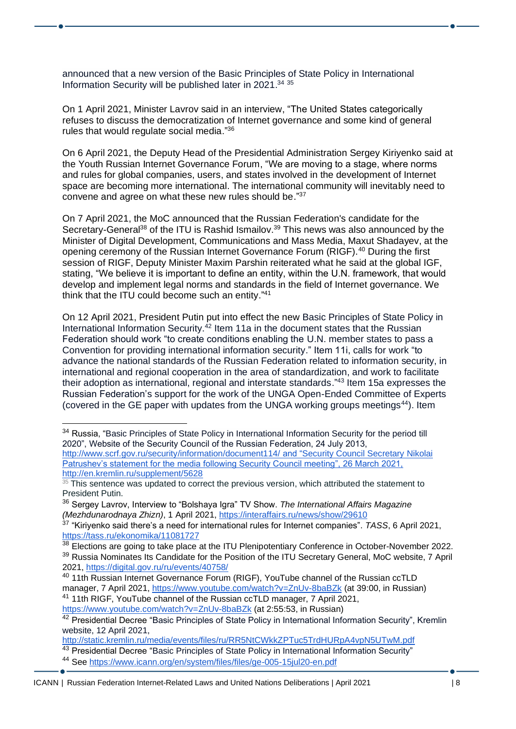announced that a new version of the Basic Principles of State Policy in International Information Security will be published later in 2021.[34] [35]

On 1 April 2021, Minister Lavrov said in an interview, "The United States categorically refuses to discuss the democratization of Internet governance and some kind of general rules that would regulate social media."[36]

On 6 April 2021, the Deputy Head of the Presidential Administration Sergey Kiriyenko said at the Youth Russian Internet Governance Forum, "We are moving to a stage, where norms and rules for global companies, users, and states involved in the development of Internet space are becoming more international. The international community will inevitably need to convene and agree on what these new rules should be."[37]

On 7 April 2021, the MoC announced that the Russian Federation's candidate for the Secretary-General[38] of the ITU is Rashid Ismailov.[39] This news was also announced by the Minister of Digital Development, Communications and Mass Media, Maxut Shadayev, at the opening ceremony of the Russian Internet Governance Forum (RIGF).[40] During the first session of RIGF, Deputy Minister Maxim Parshin reiterated what he said at the global IGF, stating, "We believe it is important to define an entity, within the U.N. framework, that would develop and implement legal norms and standards in the field of Internet governance. We think that the ITU could become such an entity."[41]

On 12 April 2021, President Putin put into effect the new Basic Principles of State Policy in International Information Security.[42] Item 11a in the document states that the Russian Federation should work "to create conditions enabling the U.N. member states to pass a Convention for providing international information security." Item 11i, calls for work "to advance the national standards of the Russian Federation related to information security, in international and regional cooperation in the area of standardization, and work to facilitate their adoption as international, regional and interstate standards."[43] Item 15a expresses the Russian Federation's support for the work of the UNGA Open-Ended Committee of Experts (covered in the GE paper with updates from the UNGA working groups meetings[44]). Item

---

[34] Russia, "Basic Principles of State Policy in International Information Security for the period till 2020", Website of the Security Council of the Russian Federation, 24 July 2013, http://www.scrf.gov.ru/security/information/document114/ and "Security Council Secretary Nikolai Patrushev's statement for the media following Security Council meeting", 26 March 2021, http://en.kremlin.ru/supplement/5628

[35] This sentence was updated to correct the previous version, which attributed the statement to President Putin.

[36] Sergey Lavrov, Interview to "Bolshaya Igra" TV Show. *The International Affairs Magazine (Mezhdunarodnaya Zhizn)*, 1 April 2021, https://interaffairs.ru/news/show/29610

[37] "Kiriyenko said there's a need for international rules for Internet companies". *TASS*, 6 April 2021, https://tass.ru/ekonomika/11081727

[38] Elections are going to take place at the ITU Plenipotentiary Conference in October-November 2022.

[39] Russia Nominates Its Candidate for the Position of the ITU Secretary General, MoC website, 7 April 2021, https://digital.gov.ru/ru/events/40758/

[40] 11th Russian Internet Governance Forum (RIGF), YouTube channel of the Russian ccTLD manager, 7 April 2021, https://www.youtube.com/watch?v=ZnUv-8baBZk (at 39:00, in Russian)

[41] 11th RIGF, YouTube channel of the Russian ccTLD manager, 7 April 2021, https://www.youtube.com/watch?v=ZnUv-8baBZk (at 2:55:53, in Russian)

[42] Presidential Decree "Basic Principles of State Policy in International Information Security", Kremlin website, 12 April 2021, http://static.kremlin.ru/media/events/files/ru/RR5NtCWkkZPTuc5TrdHURpA4vpN5UTwM.pdf

[43] Presidential Decree "Basic Principles of State Policy in International Information Security"

[44] See https://www.icann.org/en/system/files/files/ge-005-15jul20-en.pdf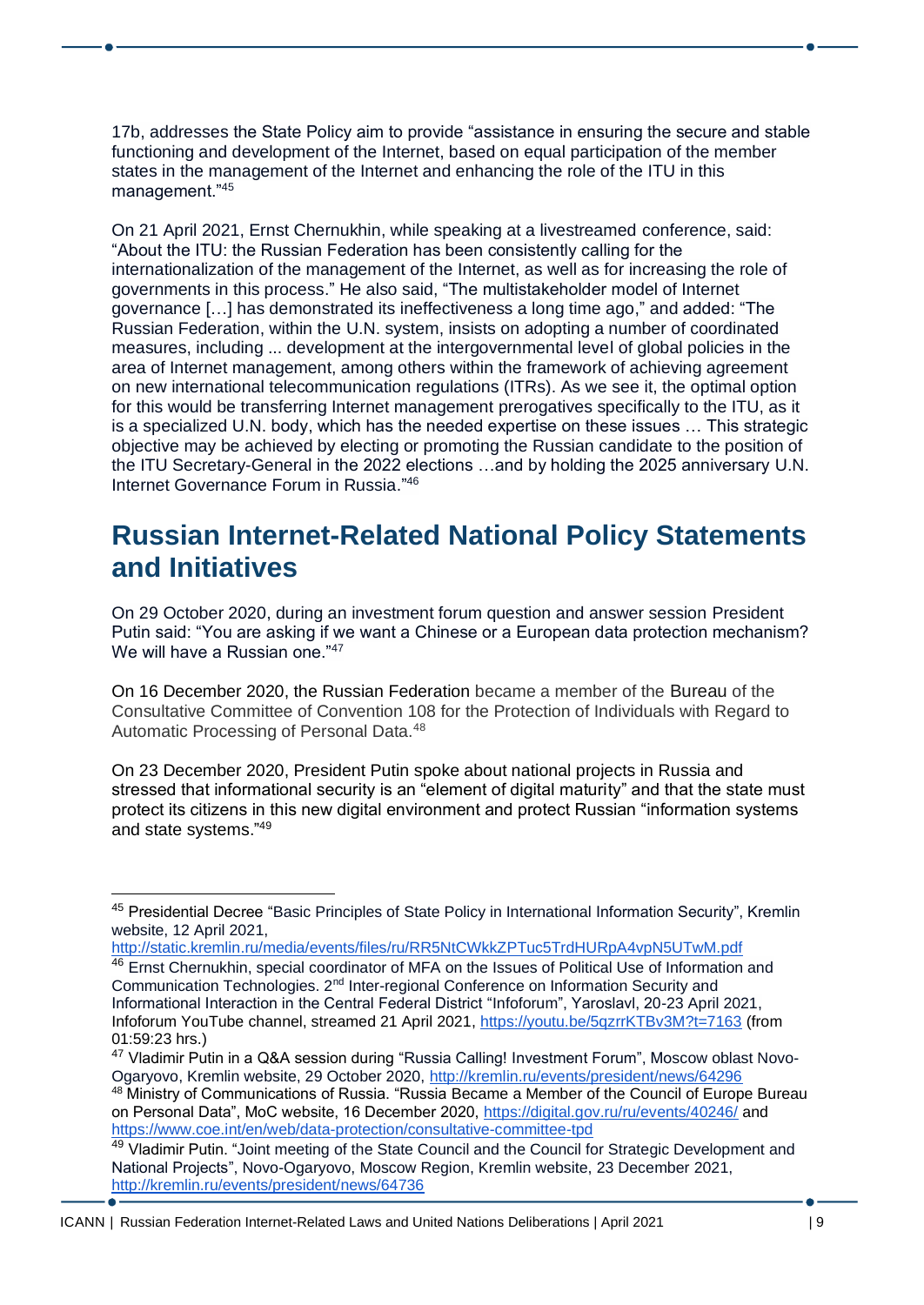17b, addresses the State Policy aim to provide "assistance in ensuring the secure and stable functioning and development of the Internet, based on equal participation of the member states in the management of the Internet and enhancing the role of the ITU in this management."[45]

On 21 April 2021, Ernst Chernukhin, while speaking at a livestreamed conference, said: "About the ITU: the Russian Federation has been consistently calling for the internationalization of the management of the Internet, as well as for increasing the role of governments in this process." He also said, "The multistakeholder model of Internet governance […] has demonstrated its ineffectiveness a long time ago," and added: "The Russian Federation, within the U.N. system, insists on adopting a number of coordinated measures, including ... development at the intergovernmental level of global policies in the area of Internet management, among others within the framework of achieving agreement on new international telecommunication regulations (ITRs). As we see it, the optimal option for this would be transferring Internet management prerogatives specifically to the ITU, as it is a specialized U.N. body, which has the needed expertise on these issues … This strategic objective may be achieved by electing or promoting the Russian candidate to the position of the ITU Secretary-General in the 2022 elections …and by holding the 2025 anniversary U.N. Internet Governance Forum in Russia."[46]

## Russian Internet-Related National Policy Statements and Initiatives

On 29 October 2020, during an investment forum question and answer session President Putin said: "You are asking if we want a Chinese or a European data protection mechanism? We will have a Russian one."[47]

On 16 December 2020, the Russian Federation became a member of the Bureau of the Consultative Committee of Convention 108 for the Protection of Individuals with Regard to Automatic Processing of Personal Data.[48]

On 23 December 2020, President Putin spoke about national projects in Russia and stressed that informational security is an "element of digital maturity" and that the state must protect its citizens in this new digital environment and protect Russian "information systems and state systems."[49]

---

[45] Presidential Decree "Basic Principles of State Policy in International Information Security", Kremlin website, 12 April 2021, http://static.kremlin.ru/media/events/files/ru/RR5NtCWkkZPTuc5TrdHURpA4vpN5UTwM.pdf

[46] Ernst Chernukhin, special coordinator of MFA on the Issues of Political Use of Information and Communication Technologies. 2nd Inter-regional Conference on Information Security and Informational Interaction in the Central Federal District "Infoforum", Yaroslavl, 20-23 April 2021, Infoforum YouTube channel, streamed 21 April 2021, https://youtu.be/5qzrrKTBv3M?t=7163 (from 01:59:23 hrs.)

[47] Vladimir Putin in a Q&A session during "Russia Calling! Investment Forum", Moscow oblast Novo-Ogaryovo, Kremlin website, 29 October 2020, http://kremlin.ru/events/president/news/64296

[48] Ministry of Communications of Russia. "Russia Became a Member of the Council of Europe Bureau on Personal Data", MoC website, 16 December 2020, https://digital.gov.ru/ru/events/40246/ and https://www.coe.int/en/web/data-protection/consultative-committee-tpd

[49] Vladimir Putin. "Joint meeting of the State Council and the Council for Strategic Development and National Projects", Novo-Ogaryovo, Moscow Region, Kremlin website, 23 December 2021, http://kremlin.ru/events/president/news/64736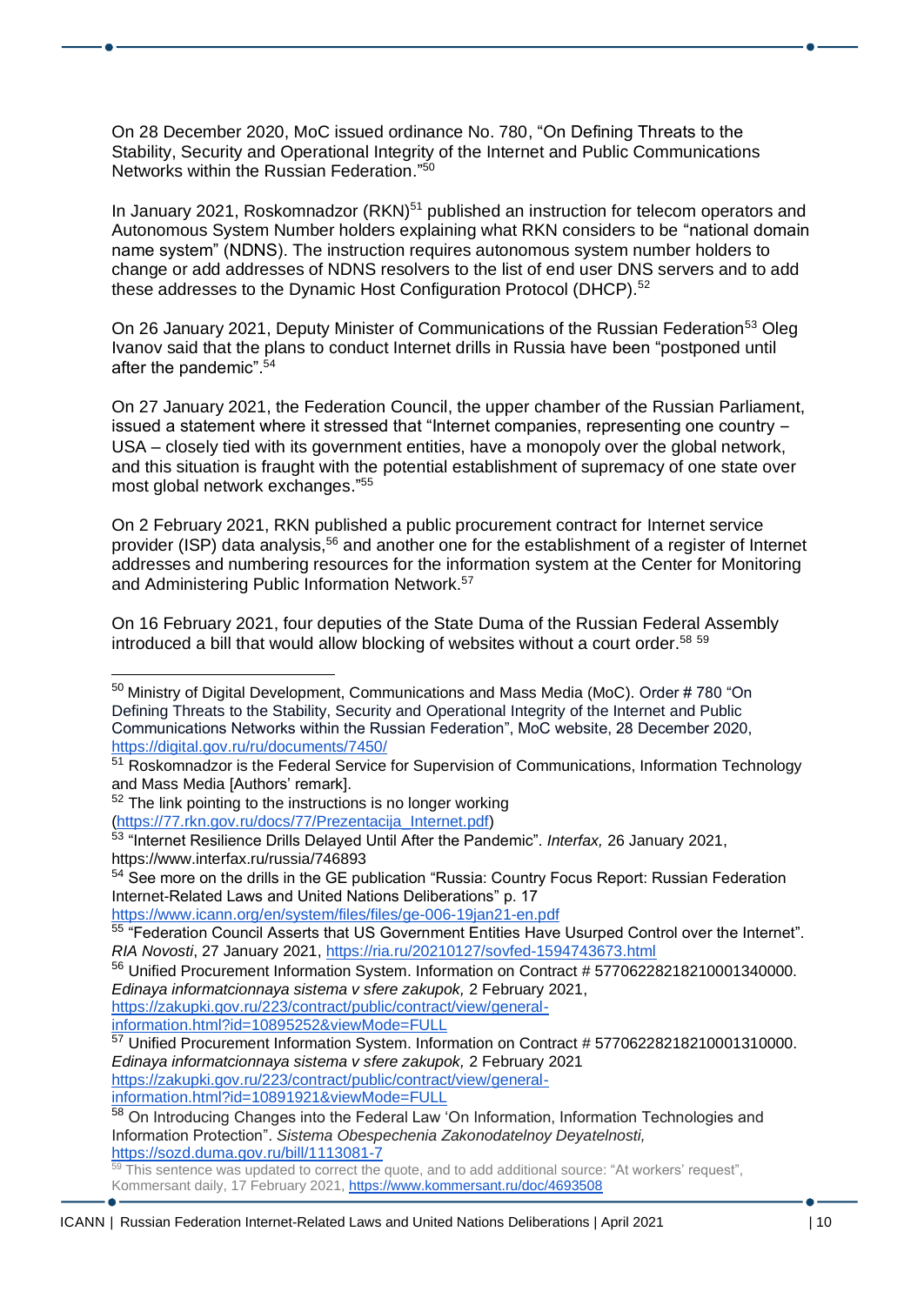On 28 December 2020, MoC issued ordinance No. 780, "On Defining Threats to the Stability, Security and Operational Integrity of the Internet and Public Communications Networks within the Russian Federation."[50]

In January 2021, Roskomnadzor (RKN)[51] published an instruction for telecom operators and Autonomous System Number holders explaining what RKN considers to be "national domain name system" (NDNS). The instruction requires autonomous system number holders to change or add addresses of NDNS resolvers to the list of end user DNS servers and to add these addresses to the Dynamic Host Configuration Protocol (DHCP).[52]

On 26 January 2021, Deputy Minister of Communications of the Russian Federation[53] Oleg Ivanov said that the plans to conduct Internet drills in Russia have been "postponed until after the pandemic".[54]

On 27 January 2021, the Federation Council, the upper chamber of the Russian Parliament, issued a statement where it stressed that "Internet companies, representing one country – USA – closely tied with its government entities, have a monopoly over the global network, and this situation is fraught with the potential establishment of supremacy of one state over most global network exchanges."[55]

On 2 February 2021, RKN published a public procurement contract for Internet service provider (ISP) data analysis,[56] and another one for the establishment of a register of Internet addresses and numbering resources for the information system at the Center for Monitoring and Administering Public Information Network.[57]

On 16 February 2021, four deputies of the State Duma of the Russian Federal Assembly introduced a bill that would allow blocking of websites without a court order.[58] [59]

---

[50] Ministry of Digital Development, Communications and Mass Media (MoC). Order # 780 "On Defining Threats to the Stability, Security and Operational Integrity of the Internet and Public Communications Networks within the Russian Federation", MoC website, 28 December 2020, https://digital.gov.ru/ru/documents/7450/

[51] Roskomnadzor is the Federal Service for Supervision of Communications, Information Technology and Mass Media [Authors' remark].

[52] The link pointing to the instructions is no longer working (https://77.rkn.gov.ru/docs/77/Prezentacija_Internet.pdf)

[53] "Internet Resilience Drills Delayed Until After the Pandemic". *Interfax,* 26 January 2021, https://www.interfax.ru/russia/746893

[54] See more on the drills in the GE publication "Russia: Country Focus Report: Russian Federation Internet-Related Laws and United Nations Deliberations" p. 17 https://www.icann.org/en/system/files/files/ge-006-19jan21-en.pdf

[55] "Federation Council Asserts that US Government Entities Have Usurped Control over the Internet". *RIA Novosti*, 27 January 2021, https://ria.ru/20210127/sovfed-1594743673.html

[56] Unified Procurement Information System. Information on Contract # 57706228218210001340000. *Edinaya informatcionnaya sistema v sfere zakupok,* 2 February 2021, https://zakupki.gov.ru/223/contract/public/contract/view/general-information.html?id=10895252&viewMode=FULL

[57] Unified Procurement Information System. Information on Contract # 57706228218210001310000. *Edinaya informatcionnaya sistema v sfere zakupok,* 2 February 2021 https://zakupki.gov.ru/223/contract/public/contract/view/general-information.html?id=10891921&viewMode=FULL

[58] On Introducing Changes into the Federal Law 'On Information, Information Technologies and Information Protection". *Sistema Obespechenia Zakonodatelnoy Deyatelnosti,* https://sozd.duma.gov.ru/bill/1113081-7

[59] This sentence was updated to correct the quote, and to add additional source: "At workers' request", Kommersant daily, 17 February 2021, https://www.kommersant.ru/doc/4693508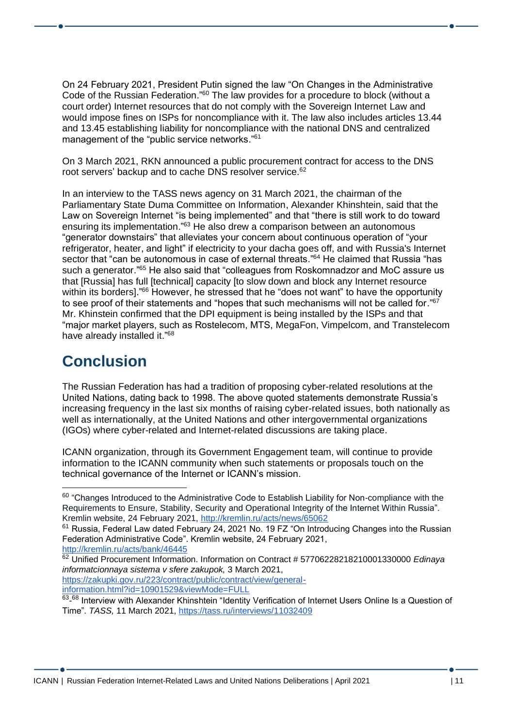On 24 February 2021, President Putin signed the law "On Changes in the Administrative Code of the Russian Federation."[60] The law provides for a procedure to block (without a court order) Internet resources that do not comply with the Sovereign Internet Law and would impose fines on ISPs for noncompliance with it. The law also includes articles 13.44 and 13.45 establishing liability for noncompliance with the national DNS and centralized management of the "public service networks."[61]

On 3 March 2021, RKN announced a public procurement contract for access to the DNS root servers' backup and to cache DNS resolver service.[62]

In an interview to the TASS news agency on 31 March 2021, the chairman of the Parliamentary State Duma Committee on Information, Alexander Khinshtein, said that the Law on Sovereign Internet "is being implemented" and that "there is still work to do toward ensuring its implementation."[63] He also drew a comparison between an autonomous "generator downstairs" that alleviates your concern about continuous operation of "your refrigerator, heater, and light" if electricity to your dacha goes off, and with Russia's Internet sector that "can be autonomous in case of external threats."[64] He claimed that Russia "has such a generator."[65] He also said that "colleagues from Roskomnadzor and MoC assure us that [Russia] has full [technical] capacity [to slow down and block any Internet resource within its borders]."[66] However, he stressed that he "does not want" to have the opportunity to see proof of their statements and "hopes that such mechanisms will not be called for."[67] Mr. Khinstein confirmed that the DPI equipment is being installed by the ISPs and that "major market players, such as Rostelecom, MTS, MegaFon, Vimpelcom, and Transtelecom have already installed it."[68]

# Conclusion

The Russian Federation has had a tradition of proposing cyber-related resolutions at the United Nations, dating back to 1998. The above quoted statements demonstrate Russia's increasing frequency in the last six months of raising cyber-related issues, both nationally as well as internationally, at the United Nations and other intergovernmental organizations (IGOs) where cyber-related and Internet-related discussions are taking place.

ICANN organization, through its Government Engagement team, will continue to provide information to the ICANN community when such statements or proposals touch on the technical governance of the Internet or ICANN's mission.

---

[60] "Changes Introduced to the Administrative Code to Establish Liability for Non-compliance with the Requirements to Ensure, Stability, Security and Operational Integrity of the Internet Within Russia". Kremlin website, 24 February 2021, http://kremlin.ru/acts/news/65062

[61] Russia, Federal Law dated February 24, 2021 No. 19 FZ "On Introducing Changes into the Russian Federation Administrative Code". Kremlin website, 24 February 2021, http://kremlin.ru/acts/bank/46445

[62] Unified Procurement Information. Information on Contract # 57706228218210001330000 *Edinaya informatcionnaya sistema v sfere zakupok,* 3 March 2021, https://zakupki.gov.ru/223/contract/public/contract/view/general-information.html?id=10901529&viewMode=FULL

[63]-[68] Interview with Alexander Khinshtein "Identity Verification of Internet Users Online Is a Question of Time". *TASS,* 11 March 2021, https://tass.ru/interviews/11032409